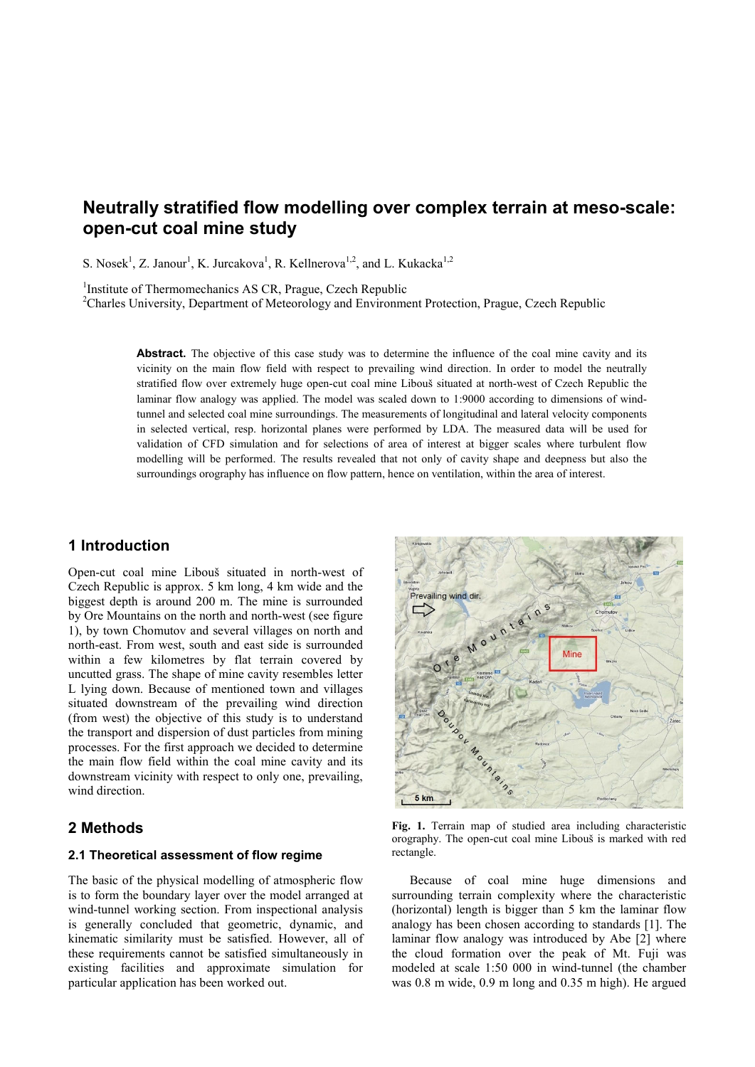# Neutrally stratified flow modelling over complex terrain at meso-scale: open-cut coal mine study

S. Nosek[1], Z. Janour[1], K. Jurcakova[1], R. Kellnerova[1,2], and L. Kukacka[1,2]

[1]Institute of Thermomechanics AS CR, Prague, Czech Republic
[2]Charles University, Department of Meteorology and Environment Protection, Prague, Czech Republic

**Abstract.** The objective of this case study was to determine the influence of the coal mine cavity and its vicinity on the main flow field with respect to prevailing wind direction. In order to model the neutrally stratified flow over extremely huge open-cut coal mine Libouš situated at north-west of Czech Republic the laminar flow analogy was applied. The model was scaled down to 1:9000 according to dimensions of wind-tunnel and selected coal mine surroundings. The measurements of longitudinal and lateral velocity components in selected vertical, resp. horizontal planes were performed by LDA. The measured data will be used for validation of CFD simulation and for selections of area of interest at bigger scales where turbulent flow modelling will be performed. The results revealed that not only of cavity shape and deepness but also the surroundings orography has influence on flow pattern, hence on ventilation, within the area of interest.

## 1 Introduction

Open-cut coal mine Libouš situated in north-west of Czech Republic is approx. 5 km long, 4 km wide and the biggest depth is around 200 m. The mine is surrounded by Ore Mountains on the north and north-west (see figure 1), by town Chomutov and several villages on north and north-east. From west, south and east side is surrounded within a few kilometres by flat terrain covered by uncutted grass. The shape of mine cavity resembles letter L lying down. Because of mentioned town and villages situated downstream of the prevailing wind direction (from west) the objective of this study is to understand the transport and dispersion of dust particles from mining processes. For the first approach we decided to determine the main flow field within the coal mine cavity and its downstream vicinity with respect to only one, prevailing, wind direction.

**Fig. 1.** Terrain map of studied area including characteristic orography. The open-cut coal mine Libouš is marked with red rectangle.

## 2 Methods

### 2.1 Theoretical assessment of flow regime

The basic of the physical modelling of atmospheric flow is to form the boundary layer over the model arranged at wind-tunnel working section. From inspectional analysis is generally concluded that geometric, dynamic, and kinematic similarity must be satisfied. However, all of these requirements cannot be satisfied simultaneously in existing facilities and approximate simulation for particular application has been worked out.

Because of coal mine huge dimensions and surrounding terrain complexity where the characteristic (horizontal) length is bigger than 5 km the laminar flow analogy has been chosen according to standards [1]. The laminar flow analogy was introduced by Abe [2] where the cloud formation over the peak of Mt. Fuji was modeled at scale 1:50 000 in wind-tunnel (the chamber was 0.8 m wide, 0.9 m long and 0.35 m high). He argued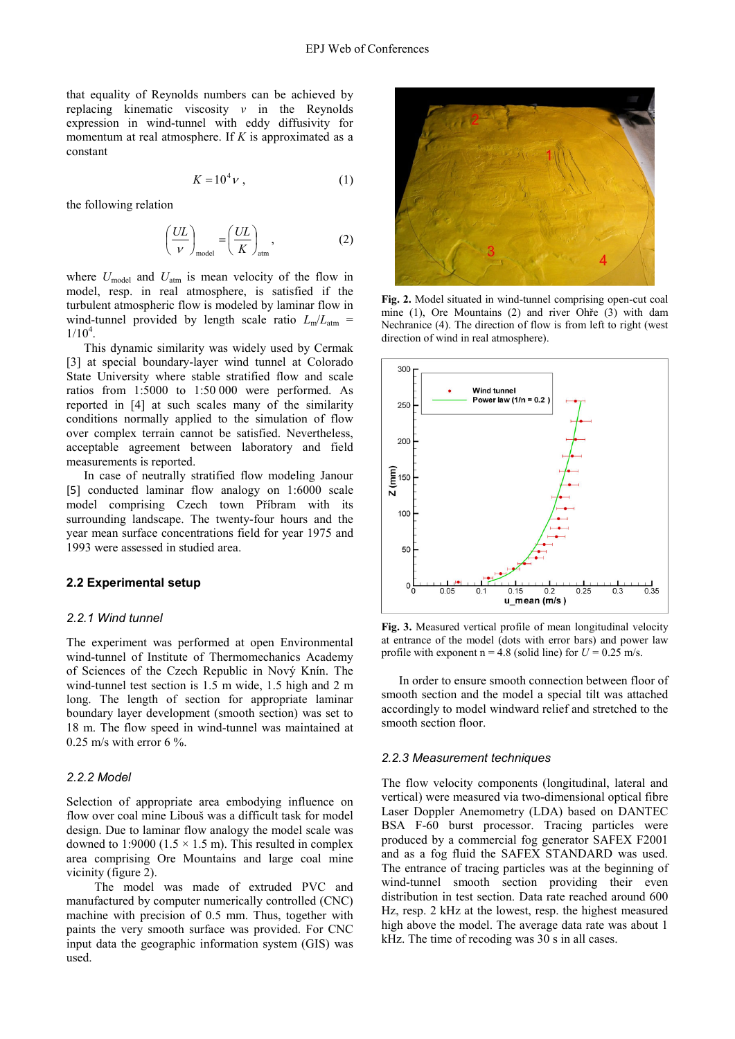that equality of Reynolds numbers can be achieved by replacing kinematic viscosity $\nu$ in the Reynolds expression in wind-tunnel with eddy diffusivity for momentum at real atmosphere. If $K$ is approximated as a constant

$$K = 10^4 \nu \,, \tag{1}$$

the following relation

$$\left(\frac{UL}{\nu}\right)_{\text{model}} = \left(\frac{UL}{K}\right)_{\text{atm}} , \tag{2}$$

where $U_{\text{model}}$ and $U_{\text{atm}}$ is mean velocity of the flow in model, resp. in real atmosphere, is satisfied if the turbulent atmospheric flow is modeled by laminar flow in wind-tunnel provided by length scale ratio $L_m/L_{atm} = 1/10^4$.

This dynamic similarity was widely used by Cermak [3] at special boundary-layer wind tunnel at Colorado State University where stable stratified flow and scale ratios from 1:5000 to 1:50 000 were performed. As reported in [4] at such scales many of the similarity conditions normally applied to the simulation of flow over complex terrain cannot be satisfied. Nevertheless, acceptable agreement between laboratory and field measurements is reported.

In case of neutrally stratified flow modeling Janour [5] conducted laminar flow analogy on 1:6000 scale model comprising Czech town Příbram with its surrounding landscape. The twenty-four hours and the year mean surface concentrations field for year 1975 and 1993 were assessed in studied area.

## 2.2 Experimental setup

### *2.2.1 Wind tunnel*

The experiment was performed at open Environmental wind-tunnel of Institute of Thermomechanics Academy of Sciences of the Czech Republic in Nový Knín. The wind-tunnel test section is 1.5 m wide, 1.5 high and 2 m long. The length of section for appropriate laminar boundary layer development (smooth section) was set to 18 m. The flow speed in wind-tunnel was maintained at 0.25 m/s with error 6 %.

### *2.2.2 Model*

Selection of appropriate area embodying influence on flow over coal mine Libouš was a difficult task for model design. Due to laminar flow analogy the model scale was downed to 1:9000 (1.5 × 1.5 m). This resulted in complex area comprising Ore Mountains and large coal mine vicinity (figure 2).

The model was made of extruded PVC and manufactured by computer numerically controlled (CNC) machine with precision of 0.5 mm. Thus, together with paints the very smooth surface was provided. For CNC input data the geographic information system (GIS) was used.

**Fig. 2.** Model situated in wind-tunnel comprising open-cut coal mine (1), Ore Mountains (2) and river Ohře (3) with dam Nechranice (4). The direction of flow is from left to right (west direction of wind in real atmosphere).

**Fig. 3.** Measured vertical profile of mean longitudinal velocity at entrance of the model (dots with error bars) and power law profile with exponent n = 4.8 (solid line) for $U$ = 0.25 m/s.

In order to ensure smooth connection between floor of smooth section and the model a special tilt was attached accordingly to model windward relief and stretched to the smooth section floor.

### *2.2.3 Measurement techniques*

The flow velocity components (longitudinal, lateral and vertical) were measured via two-dimensional optical fibre Laser Doppler Anemometry (LDA) based on DANTEC BSA F-60 burst processor. Tracing particles were produced by a commercial fog generator SAFEX F2001 and as a fog fluid the SAFEX STANDARD was used. The entrance of tracing particles was at the beginning of wind-tunnel smooth section providing their even distribution in test section. Data rate reached around 600 Hz, resp. 2 kHz at the lowest, resp. the highest measured high above the model. The average data rate was about 1 kHz. The time of recoding was 30 s in all cases.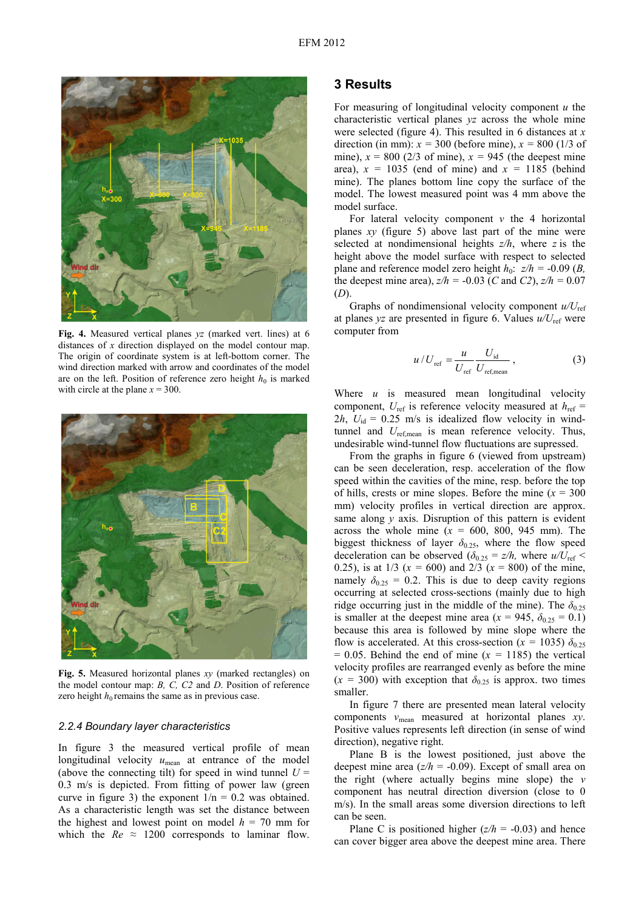**Fig. 4.** Measured vertical planes *yz* (marked vert. lines) at 6 distances of *x* direction displayed on the model contour map. The origin of coordinate system is at left-bottom corner. The wind direction marked with arrow and coordinates of the model are on the left. Position of reference zero height $h_0$ is marked with circle at the plane $x = 300$.

**Fig. 5.** Measured horizontal planes *xy* (marked rectangles) on the model contour map: *B, C, C2* and *D*. Position of reference zero height $h_0$ remains the same as in previous case.

### *2.2.4 Boundary layer characteristics*

In figure 3 the measured vertical profile of mean longitudinal velocity $u_{mean}$ at entrance of the model (above the connecting tilt) for speed in wind tunnel $U = 0.3$ m/s is depicted. From fitting of power law (green curve in figure 3) the exponent $1/n = 0.2$ was obtained. As a characteristic length was set the distance between the highest and lowest point on model $h = 70$ mm for which the $Re \approx 1200$ corresponds to laminar flow.

## 3 Results

For measuring of longitudinal velocity component $u$ the characteristic vertical planes *yz* across the whole mine were selected (figure 4). This resulted in 6 distances at $x$ direction (in mm): $x = 300$ (before mine), $x = 800$ (1/3 of mine), $x = 800$ (2/3 of mine), $x = 945$ (the deepest mine area), $x = 1035$ (end of mine) and $x = 1185$ (behind mine). The planes bottom line copy the surface of the model. The lowest measured point was 4 mm above the model surface.

For lateral velocity component $v$ the 4 horizontal planes *xy* (figure 5) above last part of the mine were selected at nondimensional heights $z/h$, where $z$ is the height above the model surface with respect to selected plane and reference model zero height $h_0$: $z/h = -0.09$ (*B*, the deepest mine area), $z/h = -0.03$ (*C* and *C2*), $z/h = 0.07$ (*D*).

Graphs of nondimensional velocity component $u/U_{ref}$ at planes *yz* are presented in figure 6. Values $u/U_{ref}$ were computer from

$$u/U_{ref} = \frac{u}{U_{ref}} \frac{U_{id}}{U_{ref,mean}}, \tag{3}$$

Where $u$ is measured mean longitudinal velocity component, $U_{ref}$ is reference velocity measured at $h_{ref} = 2h$, $U_{id} = 0.25$ m/s is idealized flow velocity in wind-tunnel and $U_{ref,mean}$ is mean reference velocity. Thus, undesirable wind-tunnel flow fluctuations are supressed.

From the graphs in figure 6 (viewed from upstream) can be seen deceleration, resp. acceleration of the flow speed within the cavities of the mine, resp. before the top of hills, crests or mine slopes. Before the mine ($x = 300$ mm) velocity profiles in vertical direction are approx. same along $y$ axis. Disruption of this pattern is evident across the whole mine ($x = 600$, 800, 945 mm). The biggest thickness of layer $\delta_{0.25}$, where the flow speed deceleration can be observed ($\delta_{0.25} = z/h$, where $u/U_{ref} < 0.25$), is at 1/3 ($x = 600$) and 2/3 ($x = 800$) of the mine, namely $\delta_{0.25} = 0.2$. This is due to deep cavity regions occurring at selected cross-sections (mainly due to high ridge occurring just in the middle of the mine). The $\delta_{0.25}$ is smaller at the deepest mine area ($x = 945$, $\delta_{0.25} = 0.1$) because this area is followed by mine slope where the flow is accelerated. At this cross-section ($x = 1035$) $\delta_{0.25} = 0.05$. Behind the end of mine ($x = 1185$) the vertical velocity profiles are rearranged evenly as before the mine ($x = 300$) with exception that $\delta_{0.25}$ is approx. two times smaller.

In figure 7 there are presented mean lateral velocity components $v_{mean}$ measured at horizontal planes *xy*. Positive values represents left direction (in sense of wind direction), negative right.

Plane B is the lowest positioned, just above the deepest mine area ($z/h = -0.09$). Except of small area on the right (where actually begins mine slope) the $v$ component has neutral direction diversion (close to 0 m/s). In the small areas some diversion directions to left can be seen.

Plane C is positioned higher ($z/h = -0.03$) and hence can cover bigger area above the deepest mine area. There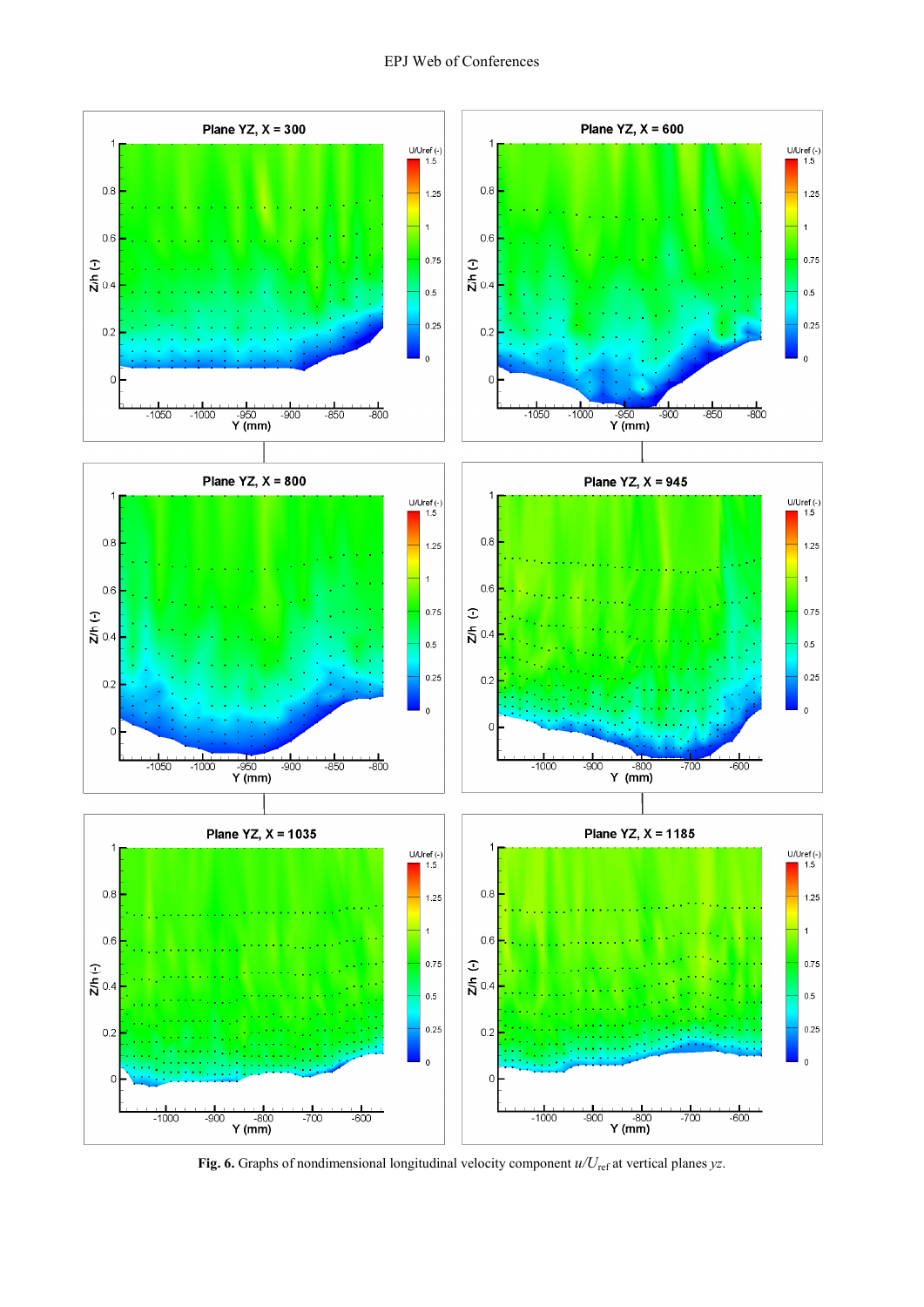**Fig. 6.** Graphs of nondimensional longitudinal velocity component $u/U_{ref}$ at vertical planes $yz$.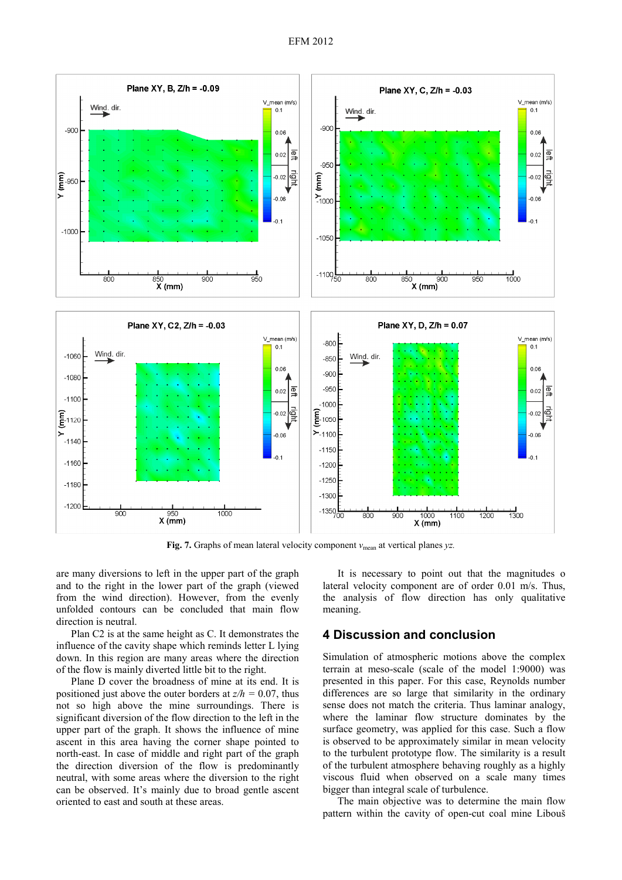Fig. 7. Graphs of mean lateral velocity component $v_{mean}$ at vertical planes *yz*.

are many diversions to left in the upper part of the graph and to the right in the lower part of the graph (viewed from the wind direction). However, from the evenly unfolded contours can be concluded that main flow direction is neutral.

Plan C2 is at the same height as C. It demonstrates the influence of the cavity shape which reminds letter L lying down. In this region are many areas where the direction of the flow is mainly diverted little bit to the right.

Plane D cover the broadness of mine at its end. It is positioned just above the outer borders at $z/h$ = 0.07, thus not so high above the mine surroundings. There is significant diversion of the flow direction to the left in the upper part of the graph. It shows the influence of mine ascent in this area having the corner shape pointed to north-east. In case of middle and right part of the graph the direction diversion of the flow is predominantly neutral, with some areas where the diversion to the right can be observed. It's mainly due to broad gentle ascent oriented to east and south at these areas.

It is necessary to point out that the magnitudes o lateral velocity component are of order 0.01 m/s. Thus, the analysis of flow direction has only qualitative meaning.

## 4 Discussion and conclusion

Simulation of atmospheric motions above the complex terrain at meso-scale (scale of the model 1:9000) was presented in this paper. For this case, Reynolds number differences are so large that similarity in the ordinary sense does not match the criteria. Thus laminar analogy, where the laminar flow structure dominates by the surface geometry, was applied for this case. Such a flow is observed to be approximately similar in mean velocity to the turbulent prototype flow. The similarity is a result of the turbulent atmosphere behaving roughly as a highly viscous fluid when observed on a scale many times bigger than integral scale of turbulence.

The main objective was to determine the main flow pattern within the cavity of open-cut coal mine Libouš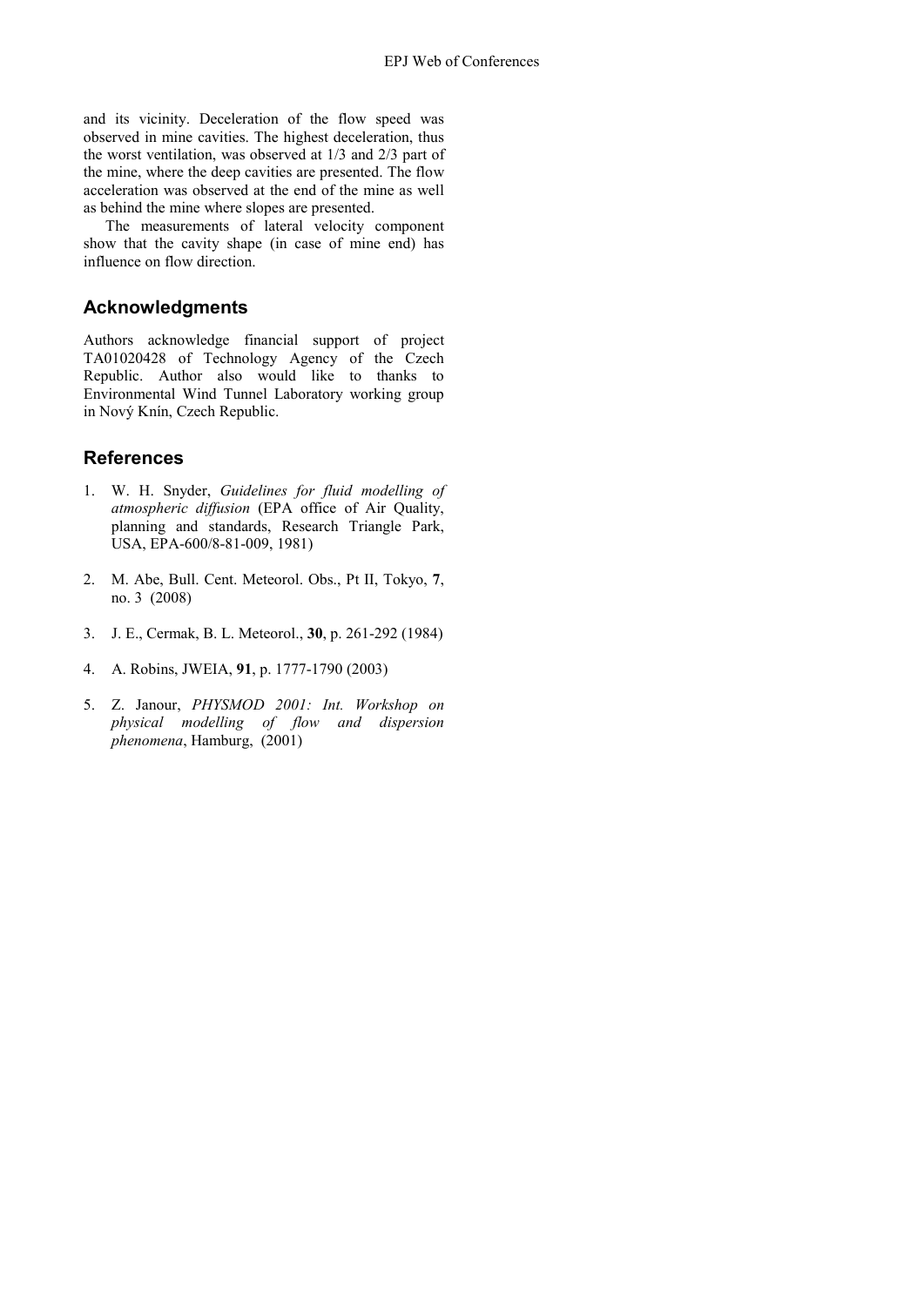and its vicinity. Deceleration of the flow speed was observed in mine cavities. The highest deceleration, thus the worst ventilation, was observed at 1/3 and 2/3 part of the mine, where the deep cavities are presented. The flow acceleration was observed at the end of the mine as well as behind the mine where slopes are presented.

The measurements of lateral velocity component show that the cavity shape (in case of mine end) has influence on flow direction.

## Acknowledgments

Authors acknowledge financial support of project TA01020428 of Technology Agency of the Czech Republic. Author also would like to thanks to Environmental Wind Tunnel Laboratory working group in Nový Knín, Czech Republic.

## References

1. W. H. Snyder, *Guidelines for fluid modelling of atmospheric diffusion* (EPA office of Air Quality, planning and standards, Research Triangle Park, USA, EPA-600/8-81-009, 1981)

2. M. Abe, Bull. Cent. Meteorol. Obs., Pt II, Tokyo, **7**, no. 3 (2008)

3. J. E., Cermak, B. L. Meteorol., **30**, p. 261-292 (1984)

4. A. Robins, JWEIA, **91**, p. 1777-1790 (2003)

5. Z. Janour, *PHYSMOD 2001: Int. Workshop on physical modelling of flow and dispersion phenomena*, Hamburg, (2001)